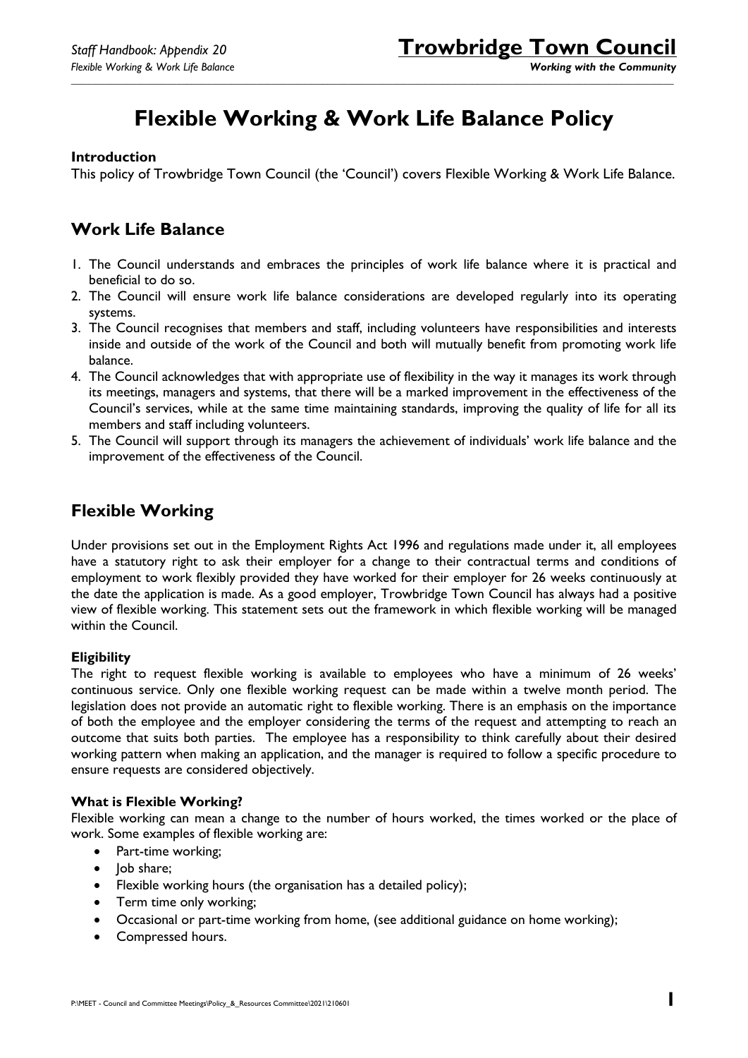# Flexible Working & Work Life Balance Policy

**Introduction**

This policy of Trowbridge Town Council (the 'Council') covers Flexible Working & Work Life Balance.

## Work Life Balance

1. The Council understands and embraces the principles of work life balance where it is practical and beneficial to do so.
2. The Council will ensure work life balance considerations are developed regularly into its operating systems.
3. The Council recognises that members and staff, including volunteers have responsibilities and interests inside and outside of the work of the Council and both will mutually benefit from promoting work life balance.
4. The Council acknowledges that with appropriate use of flexibility in the way it manages its work through its meetings, managers and systems, that there will be a marked improvement in the effectiveness of the Council's services, while at the same time maintaining standards, improving the quality of life for all its members and staff including volunteers.
5. The Council will support through its managers the achievement of individuals' work life balance and the improvement of the effectiveness of the Council.

## Flexible Working

Under provisions set out in the Employment Rights Act 1996 and regulations made under it, all employees have a statutory right to ask their employer for a change to their contractual terms and conditions of employment to work flexibly provided they have worked for their employer for 26 weeks continuously at the date the application is made. As a good employer, Trowbridge Town Council has always had a positive view of flexible working. This statement sets out the framework in which flexible working will be managed within the Council.

**Eligibility**

The right to request flexible working is available to employees who have a minimum of 26 weeks' continuous service. Only one flexible working request can be made within a twelve month period. The legislation does not provide an automatic right to flexible working. There is an emphasis on the importance of both the employee and the employer considering the terms of the request and attempting to reach an outcome that suits both parties. The employee has a responsibility to think carefully about their desired working pattern when making an application, and the manager is required to follow a specific procedure to ensure requests are considered objectively.

**What is Flexible Working?**

Flexible working can mean a change to the number of hours worked, the times worked or the place of work. Some examples of flexible working are:

- Part-time working;
- Job share;
- Flexible working hours (the organisation has a detailed policy);
- Term time only working;
- Occasional or part-time working from home, (see additional guidance on home working);
- Compressed hours.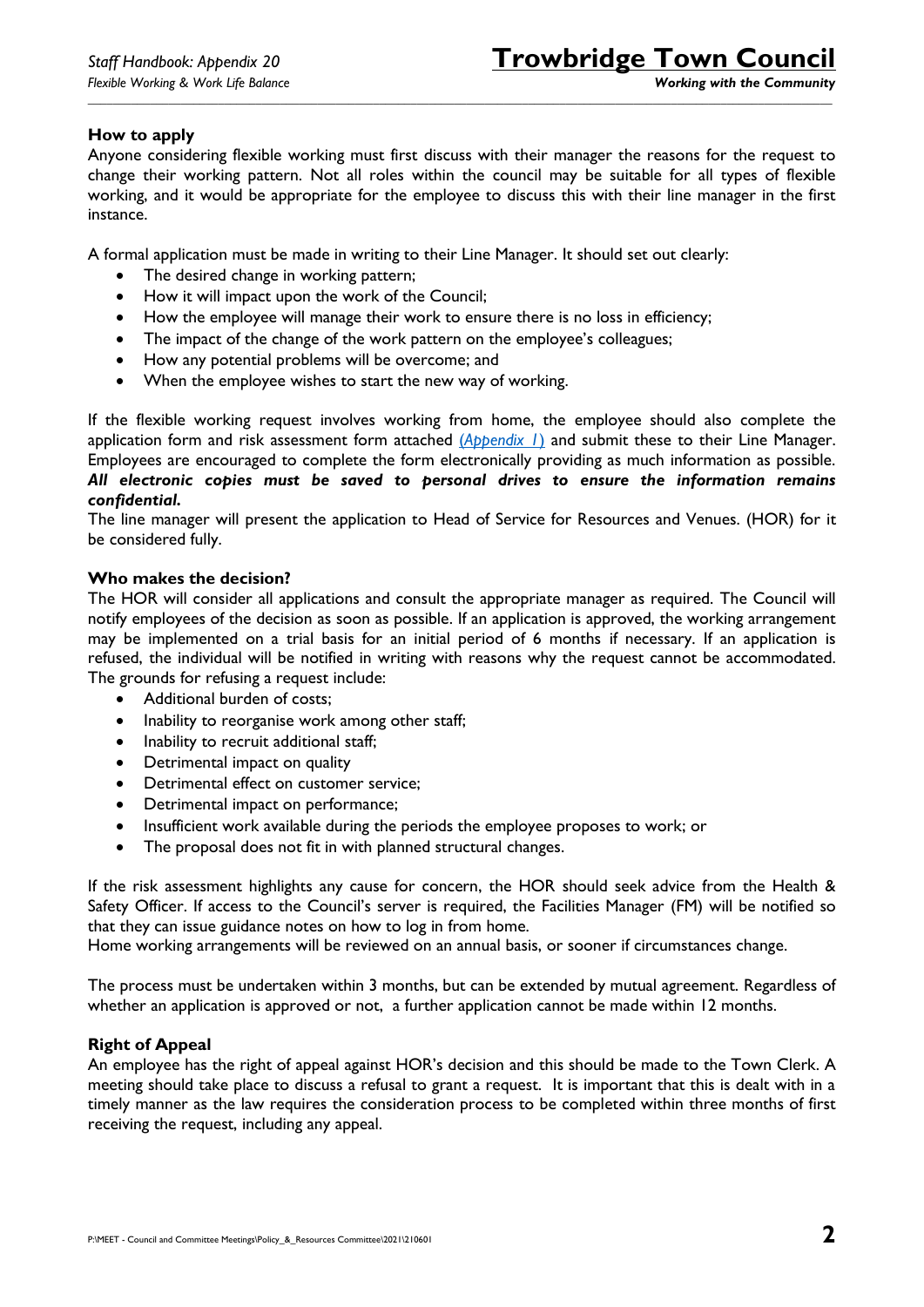### How to apply

Anyone considering flexible working must first discuss with their manager the reasons for the request to change their working pattern. Not all roles within the council may be suitable for all types of flexible working, and it would be appropriate for the employee to discuss this with their line manager in the first instance.

A formal application must be made in writing to their Line Manager. It should set out clearly:

- The desired change in working pattern;
- How it will impact upon the work of the Council;
- How the employee will manage their work to ensure there is no loss in efficiency;
- The impact of the change of the work pattern on the employee's colleagues;
- How any potential problems will be overcome; and
- When the employee wishes to start the new way of working.

If the flexible working request involves working from home, the employee should also complete the application form and risk assessment form attached *(Appendix 1)* and submit these to their Line Manager. Employees are encouraged to complete the form electronically providing as much information as possible. ***All electronic copies must be saved to personal drives to ensure the information remains confidential.***

The line manager will present the application to Head of Service for Resources and Venues. (HOR) for it be considered fully.

### Who makes the decision?

The HOR will consider all applications and consult the appropriate manager as required. The Council will notify employees of the decision as soon as possible. If an application is approved, the working arrangement may be implemented on a trial basis for an initial period of 6 months if necessary. If an application is refused, the individual will be notified in writing with reasons why the request cannot be accommodated. The grounds for refusing a request include:

- Additional burden of costs;
- Inability to reorganise work among other staff;
- Inability to recruit additional staff;
- Detrimental impact on quality
- Detrimental effect on customer service;
- Detrimental impact on performance;
- Insufficient work available during the periods the employee proposes to work; or
- The proposal does not fit in with planned structural changes.

If the risk assessment highlights any cause for concern, the HOR should seek advice from the Health & Safety Officer. If access to the Council's server is required, the Facilities Manager (FM) will be notified so that they can issue guidance notes on how to log in from home.

Home working arrangements will be reviewed on an annual basis, or sooner if circumstances change.

The process must be undertaken within 3 months, but can be extended by mutual agreement. Regardless of whether an application is approved or not, a further application cannot be made within 12 months.

### Right of Appeal

An employee has the right of appeal against HOR's decision and this should be made to the Town Clerk. A meeting should take place to discuss a refusal to grant a request. It is important that this is dealt with in a timely manner as the law requires the consideration process to be completed within three months of first receiving the request, including any appeal.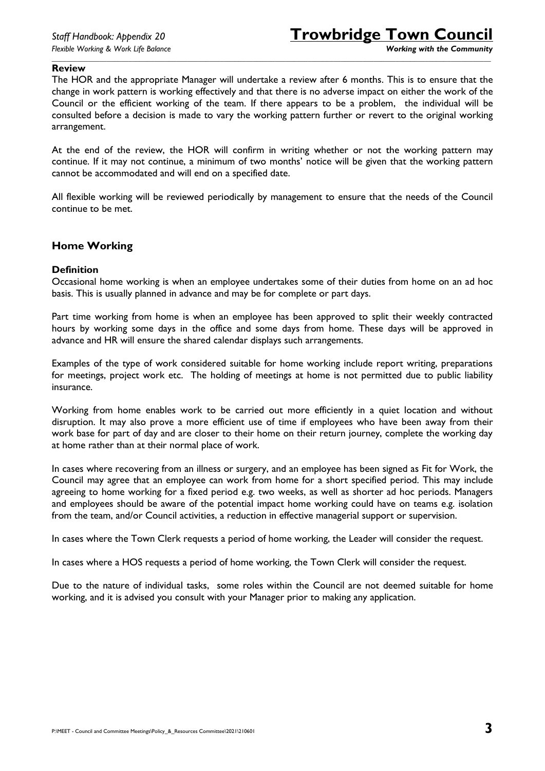**Review**

The HOR and the appropriate Manager will undertake a review after 6 months. This is to ensure that the change in work pattern is working effectively and that there is no adverse impact on either the work of the Council or the efficient working of the team. If there appears to be a problem, the individual will be consulted before a decision is made to vary the working pattern further or revert to the original working arrangement.

At the end of the review, the HOR will confirm in writing whether or not the working pattern may continue. If it may not continue, a minimum of two months' notice will be given that the working pattern cannot be accommodated and will end on a specified date.

All flexible working will be reviewed periodically by management to ensure that the needs of the Council continue to be met.

## Home Working

**Definition**

Occasional home working is when an employee undertakes some of their duties from home on an ad hoc basis. This is usually planned in advance and may be for complete or part days.

Part time working from home is when an employee has been approved to split their weekly contracted hours by working some days in the office and some days from home. These days will be approved in advance and HR will ensure the shared calendar displays such arrangements.

Examples of the type of work considered suitable for home working include report writing, preparations for meetings, project work etc. The holding of meetings at home is not permitted due to public liability insurance.

Working from home enables work to be carried out more efficiently in a quiet location and without disruption. It may also prove a more efficient use of time if employees who have been away from their work base for part of day and are closer to their home on their return journey, complete the working day at home rather than at their normal place of work.

In cases where recovering from an illness or surgery, and an employee has been signed as Fit for Work, the Council may agree that an employee can work from home for a short specified period. This may include agreeing to home working for a fixed period e.g. two weeks, as well as shorter ad hoc periods. Managers and employees should be aware of the potential impact home working could have on teams e.g. isolation from the team, and/or Council activities, a reduction in effective managerial support or supervision.

In cases where the Town Clerk requests a period of home working, the Leader will consider the request.

In cases where a HOS requests a period of home working, the Town Clerk will consider the request.

Due to the nature of individual tasks, some roles within the Council are not deemed suitable for home working, and it is advised you consult with your Manager prior to making any application.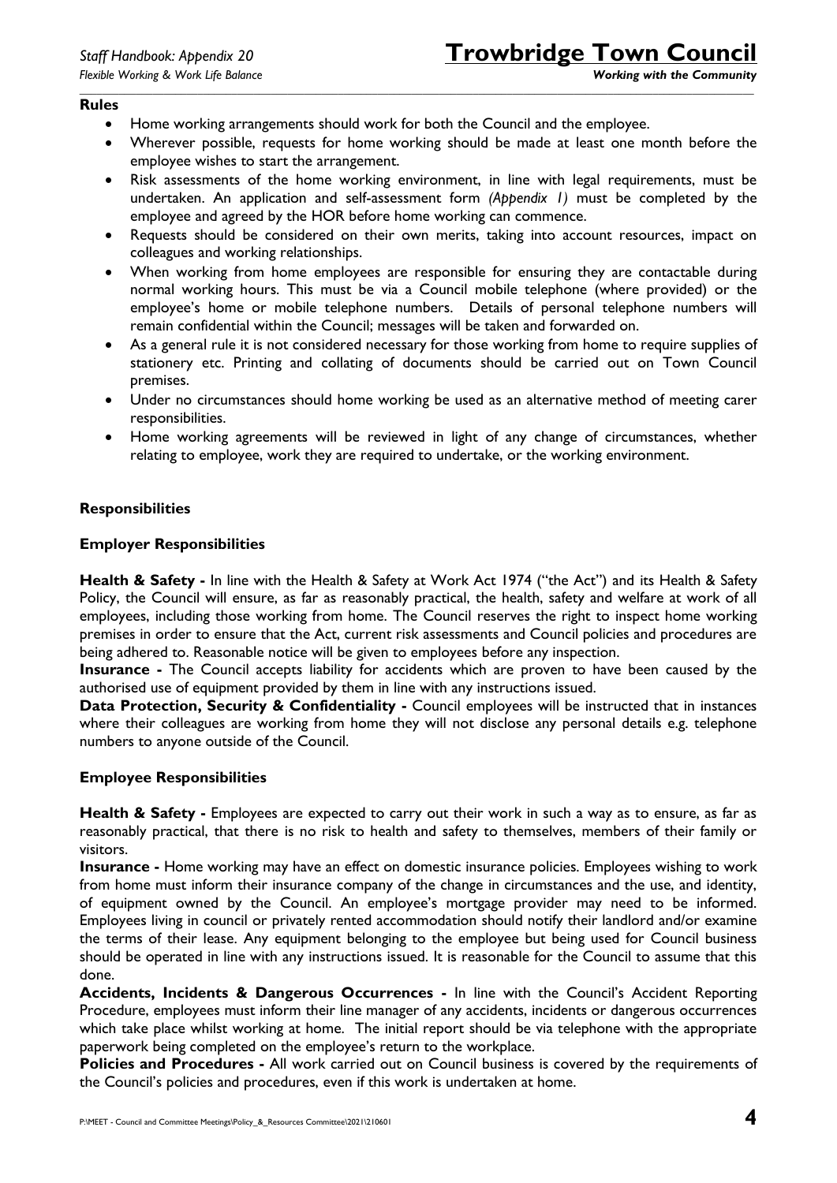**Rules**

- Home working arrangements should work for both the Council and the employee.
- Wherever possible, requests for home working should be made at least one month before the employee wishes to start the arrangement.
- Risk assessments of the home working environment, in line with legal requirements, must be undertaken. An application and self-assessment form *(Appendix 1)* must be completed by the employee and agreed by the HOR before home working can commence.
- Requests should be considered on their own merits, taking into account resources, impact on colleagues and working relationships.
- When working from home employees are responsible for ensuring they are contactable during normal working hours. This must be via a Council mobile telephone (where provided) or the employee's home or mobile telephone numbers. Details of personal telephone numbers will remain confidential within the Council; messages will be taken and forwarded on.
- As a general rule it is not considered necessary for those working from home to require supplies of stationery etc. Printing and collating of documents should be carried out on Town Council premises.
- Under no circumstances should home working be used as an alternative method of meeting carer responsibilities.
- Home working agreements will be reviewed in light of any change of circumstances, whether relating to employee, work they are required to undertake, or the working environment.

**Responsibilities**

**Employer Responsibilities**

**Health & Safety -** In line with the Health & Safety at Work Act 1974 ("the Act") and its Health & Safety Policy, the Council will ensure, as far as reasonably practical, the health, safety and welfare at work of all employees, including those working from home. The Council reserves the right to inspect home working premises in order to ensure that the Act, current risk assessments and Council policies and procedures are being adhered to. Reasonable notice will be given to employees before any inspection.

**Insurance -** The Council accepts liability for accidents which are proven to have been caused by the authorised use of equipment provided by them in line with any instructions issued.

**Data Protection, Security & Confidentiality -** Council employees will be instructed that in instances where their colleagues are working from home they will not disclose any personal details e.g. telephone numbers to anyone outside of the Council.

**Employee Responsibilities**

**Health & Safety -** Employees are expected to carry out their work in such a way as to ensure, as far as reasonably practical, that there is no risk to health and safety to themselves, members of their family or visitors.

**Insurance -** Home working may have an effect on domestic insurance policies. Employees wishing to work from home must inform their insurance company of the change in circumstances and the use, and identity, of equipment owned by the Council. An employee's mortgage provider may need to be informed. Employees living in council or privately rented accommodation should notify their landlord and/or examine the terms of their lease. Any equipment belonging to the employee but being used for Council business should be operated in line with any instructions issued. It is reasonable for the Council to assume that this done.

**Accidents, Incidents & Dangerous Occurrences -** In line with the Council's Accident Reporting Procedure, employees must inform their line manager of any accidents, incidents or dangerous occurrences which take place whilst working at home. The initial report should be via telephone with the appropriate paperwork being completed on the employee's return to the workplace.

**Policies and Procedures -** All work carried out on Council business is covered by the requirements of the Council's policies and procedures, even if this work is undertaken at home.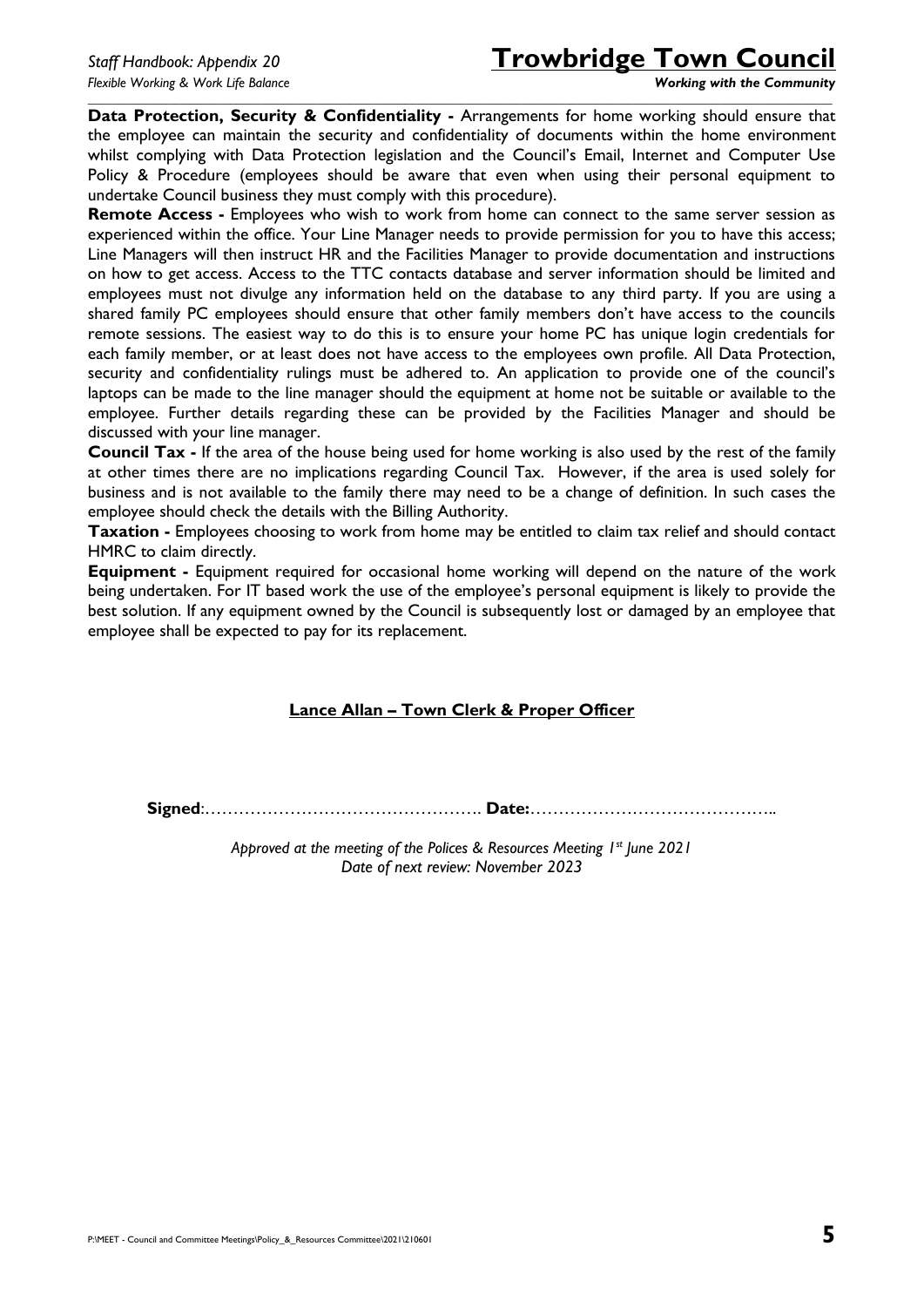**Data Protection, Security & Confidentiality -** Arrangements for home working should ensure that the employee can maintain the security and confidentiality of documents within the home environment whilst complying with Data Protection legislation and the Council's Email, Internet and Computer Use Policy & Procedure (employees should be aware that even when using their personal equipment to undertake Council business they must comply with this procedure).

**Remote Access -** Employees who wish to work from home can connect to the same server session as experienced within the office. Your Line Manager needs to provide permission for you to have this access; Line Managers will then instruct HR and the Facilities Manager to provide documentation and instructions on how to get access. Access to the TTC contacts database and server information should be limited and employees must not divulge any information held on the database to any third party. If you are using a shared family PC employees should ensure that other family members don't have access to the councils remote sessions. The easiest way to do this is to ensure your home PC has unique login credentials for each family member, or at least does not have access to the employees own profile. All Data Protection, security and confidentiality rulings must be adhered to. An application to provide one of the council's laptops can be made to the line manager should the equipment at home not be suitable or available to the employee. Further details regarding these can be provided by the Facilities Manager and should be discussed with your line manager.

**Council Tax -** If the area of the house being used for home working is also used by the rest of the family at other times there are no implications regarding Council Tax. However, if the area is used solely for business and is not available to the family there may need to be a change of definition. In such cases the employee should check the details with the Billing Authority.

**Taxation -** Employees choosing to work from home may be entitled to claim tax relief and should contact HMRC to claim directly.

**Equipment -** Equipment required for occasional home working will depend on the nature of the work being undertaken. For IT based work the use of the employee's personal equipment is likely to provide the best solution. If any equipment owned by the Council is subsequently lost or damaged by an employee that employee shall be expected to pay for its replacement.

**Lance Allan – Town Clerk & Proper Officer**

**Signed**:…………………………………………. **Date:**……………………………………..

*Approved at the meeting of the Polices & Resources Meeting 1st June 2021*
*Date of next review: November 2023*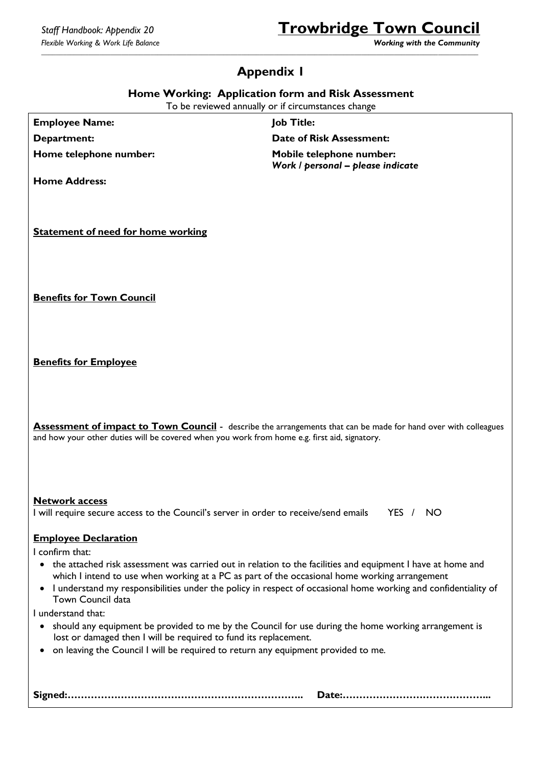# Appendix 1

## Home Working: Application form and Risk Assessment

To be reviewed annually or if circumstances change

**Employee Name:**

**Job Title:**

**Department:**

**Date of Risk Assessment:**

**Home telephone number:**

**Mobile telephone number:**
***Work / personal – please indicate***

**Home Address:**

**Statement of need for home working**

**Benefits for Town Council**

**Benefits for Employee**

**Assessment of impact to Town Council** - describe the arrangements that can be made for hand over with colleagues and how your other duties will be covered when you work from home e.g. first aid, signatory.

**Network access**

I will require secure access to the Council's server in order to receive/send emails YES / NO

**Employee Declaration**

I confirm that:

- the attached risk assessment was carried out in relation to the facilities and equipment I have at home and which I intend to use when working at a PC as part of the occasional home working arrangement
- I understand my responsibilities under the policy in respect of occasional home working and confidentiality of Town Council data

I understand that:

- should any equipment be provided to me by the Council for use during the home working arrangement is lost or damaged then I will be required to fund its replacement.
- on leaving the Council I will be required to return any equipment provided to me.

**Signed:……………………………………………………………. Date:……………………………………...**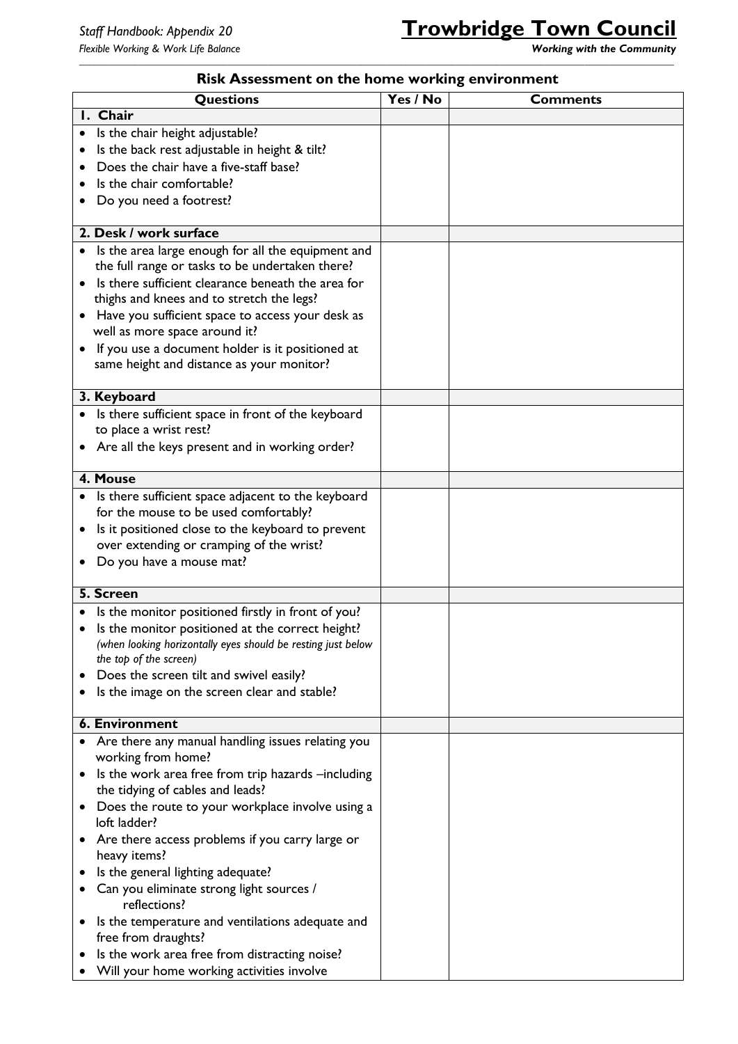## Risk Assessment on the home working environment

| Questions | Yes / No | Comments |
|---|---|---|
| **1. Chair** | | |
| • Is the chair height adjustable?<br>• Is the back rest adjustable in height & tilt?<br>• Does the chair have a five-staff base?<br>• Is the chair comfortable?<br>• Do you need a footrest? | | |
| **2. Desk / work surface** | | |
| • Is the area large enough for all the equipment and the full range or tasks to be undertaken there?<br>• Is there sufficient clearance beneath the area for thighs and knees and to stretch the legs?<br>• Have you sufficient space to access your desk as well as more space around it?<br>• If you use a document holder is it positioned at same height and distance as your monitor? | | |
| **3. Keyboard** | | |
| • Is there sufficient space in front of the keyboard to place a wrist rest?<br>• Are all the keys present and in working order? | | |
| **4. Mouse** | | |
| • Is there sufficient space adjacent to the keyboard for the mouse to be used comfortably?<br>• Is it positioned close to the keyboard to prevent over extending or cramping of the wrist?<br>• Do you have a mouse mat? | | |
| **5. Screen** | | |
| • Is the monitor positioned firstly in front of you?<br>• Is the monitor positioned at the correct height? *(when looking horizontally eyes should be resting just below the top of the screen)*<br>• Does the screen tilt and swivel easily?<br>• Is the image on the screen clear and stable? | | |
| **6. Environment** | | |
| • Are there any manual handling issues relating you working from home?<br>• Is the work area free from trip hazards –including the tidying of cables and leads?<br>• Does the route to your workplace involve using a loft ladder?<br>• Are there access problems if you carry large or heavy items?<br>• Is the general lighting adequate?<br>• Can you eliminate strong light sources / reflections?<br>• Is the temperature and ventilations adequate and free from draughts?<br>• Is the work area free from distracting noise?<br>• Will your home working activities involve | | |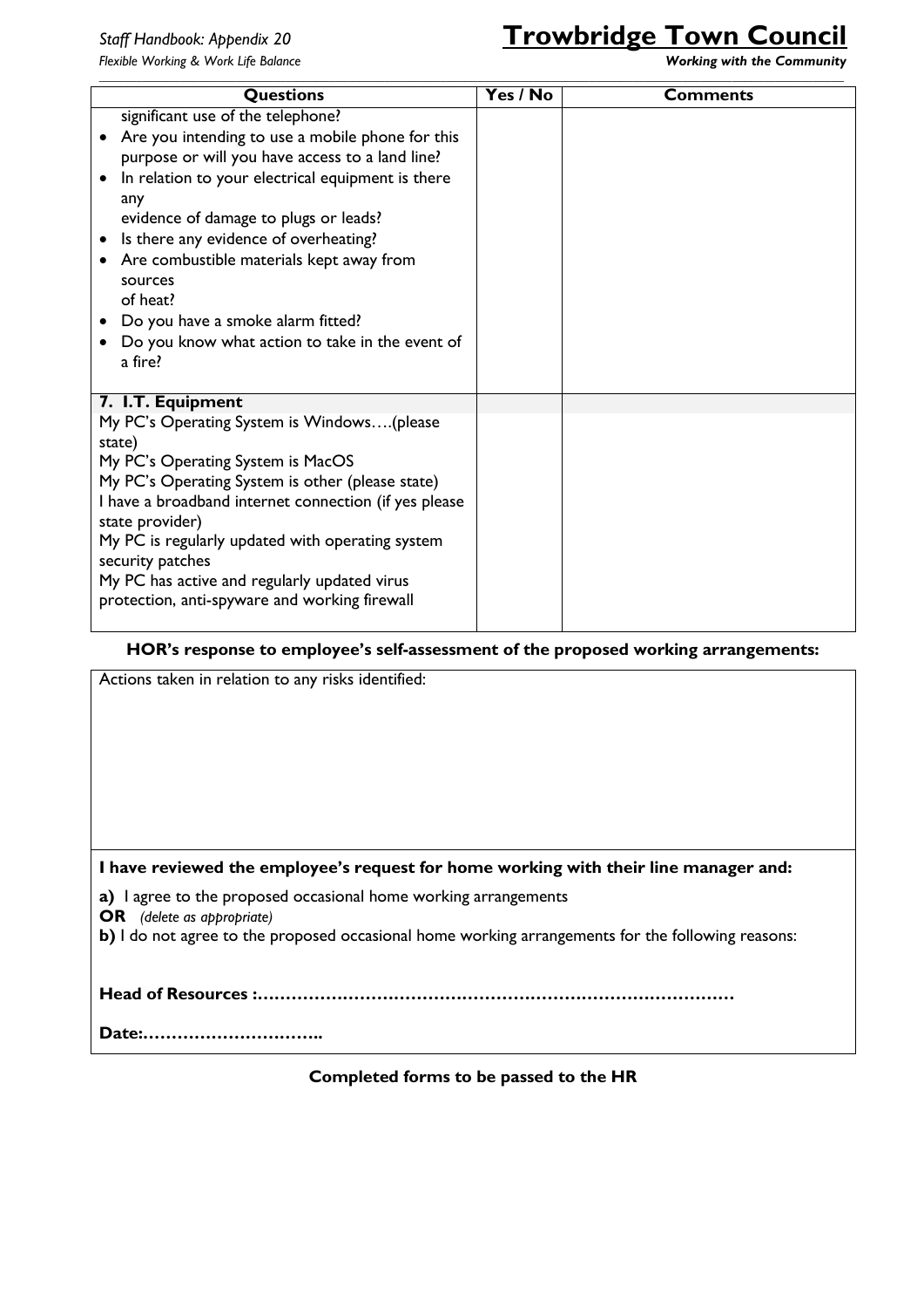| Questions | Yes / No | Comments |
|---|---|---|
| significant use of the telephone?<br>• Are you intending to use a mobile phone for this purpose or will you have access to a land line?<br>• In relation to your electrical equipment is there any evidence of damage to plugs or leads?<br>• Is there any evidence of overheating?<br>• Are combustible materials kept away from sources of heat?<br>• Do you have a smoke alarm fitted?<br>• Do you know what action to take in the event of a fire? | | |
| **7. I.T. Equipment** | | |
| My PC's Operating System is Windows….(please state)<br>My PC's Operating System is MacOS<br>My PC's Operating System is other (please state)<br>I have a broadband internet connection (if yes please state provider)<br>My PC is regularly updated with operating system security patches<br>My PC has active and regularly updated virus protection, anti-spyware and working firewall | | |

**HOR's response to employee's self-assessment of the proposed working arrangements:**

Actions taken in relation to any risks identified:

**I have reviewed the employee's request for home working with their line manager and:**

**a)** I agree to the proposed occasional home working arrangements

**OR** *(delete as appropriate)*

**b)** I do not agree to the proposed occasional home working arrangements for the following reasons:

**Head of Resources :…………………………………………………………………………**

**Date:…………………………..**

**Completed forms to be passed to the HR**